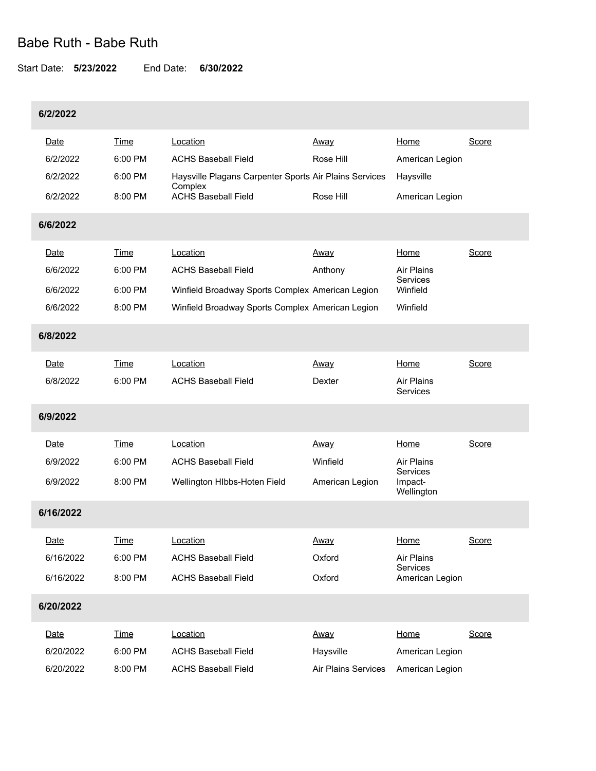# Babe Ruth - Babe Ruth

Start Date: **5/23/2022** End Date: **6/30/2022**

## 6/2/2022

| Date | Time | Location | Away | Home | Score |
|---|---|---|---|---|---|
| 6/2/2022 | 6:00 PM | ACHS Baseball Field | Rose Hill | American Legion | |
| 6/2/2022 | 6:00 PM | Haysville Plagans Carpenter Sports Complex | Air Plains Services | Haysville | |
| 6/2/2022 | 8:00 PM | ACHS Baseball Field | Rose Hill | American Legion | |

## 6/6/2022

| Date | Time | Location | Away | Home | Score |
|---|---|---|---|---|---|
| 6/6/2022 | 6:00 PM | ACHS Baseball Field | Anthony | Air Plains Services | |
| 6/6/2022 | 6:00 PM | Winfield Broadway Sports Complex | American Legion | Winfield | |
| 6/6/2022 | 8:00 PM | Winfield Broadway Sports Complex | American Legion | Winfield | |

## 6/8/2022

| Date | Time | Location | Away | Home | Score |
|---|---|---|---|---|---|
| 6/8/2022 | 6:00 PM | ACHS Baseball Field | Dexter | Air Plains Services | |

## 6/9/2022

| Date | Time | Location | Away | Home | Score |
|---|---|---|---|---|---|
| 6/9/2022 | 6:00 PM | ACHS Baseball Field | Winfield | Air Plains Services | |
| 6/9/2022 | 8:00 PM | Wellington HIbbs-Hoten Field | American Legion | Impact-Wellington | |

## 6/16/2022

| Date | Time | Location | Away | Home | Score |
|---|---|---|---|---|---|
| 6/16/2022 | 6:00 PM | ACHS Baseball Field | Oxford | Air Plains Services | |
| 6/16/2022 | 8:00 PM | ACHS Baseball Field | Oxford | American Legion | |

## 6/20/2022

| Date | Time | Location | Away | Home | Score |
|---|---|---|---|---|---|
| 6/20/2022 | 6:00 PM | ACHS Baseball Field | Haysville | American Legion | |
| 6/20/2022 | 8:00 PM | ACHS Baseball Field | Air Plains Services | American Legion | |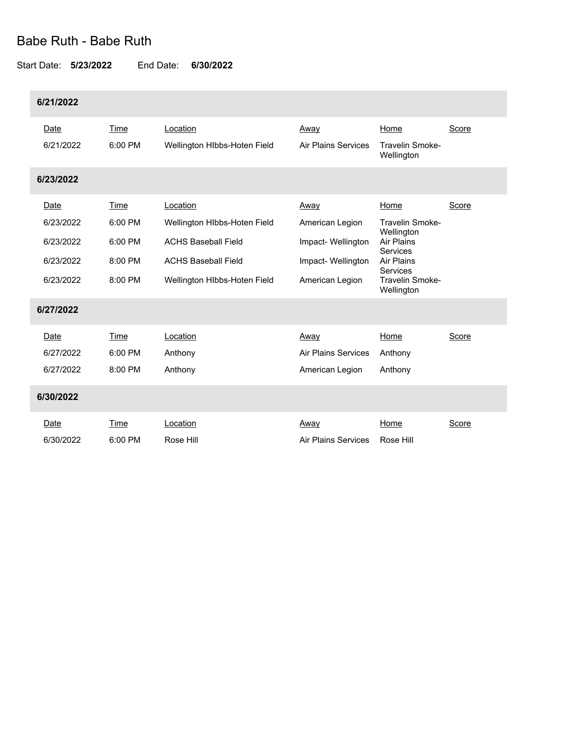# Babe Ruth - Babe Ruth

Start Date: **5/23/2022** End Date: **6/30/2022**

### 6/21/2022

| Date | Time | Location | Away | Home | Score |
|---|---|---|---|---|---|
| 6/21/2022 | 6:00 PM | Wellington HIbbs-Hoten Field | Air Plains Services | Travelin Smoke-Wellington | |

### 6/23/2022

| Date | Time | Location | Away | Home | Score |
|---|---|---|---|---|---|
| 6/23/2022 | 6:00 PM | Wellington HIbbs-Hoten Field | American Legion | Travelin Smoke-Wellington | |
| 6/23/2022 | 6:00 PM | ACHS Baseball Field | Impact- Wellington | Air Plains Services | |
| 6/23/2022 | 8:00 PM | ACHS Baseball Field | Impact- Wellington | Air Plains Services | |
| 6/23/2022 | 8:00 PM | Wellington HIbbs-Hoten Field | American Legion | Travelin Smoke-Wellington | |

### 6/27/2022

| Date | Time | Location | Away | Home | Score |
|---|---|---|---|---|---|
| 6/27/2022 | 6:00 PM | Anthony | Air Plains Services | Anthony | |
| 6/27/2022 | 8:00 PM | Anthony | American Legion | Anthony | |

### 6/30/2022

| Date | Time | Location | Away | Home | Score |
|---|---|---|---|---|---|
| 6/30/2022 | 6:00 PM | Rose Hill | Air Plains Services | Rose Hill | |